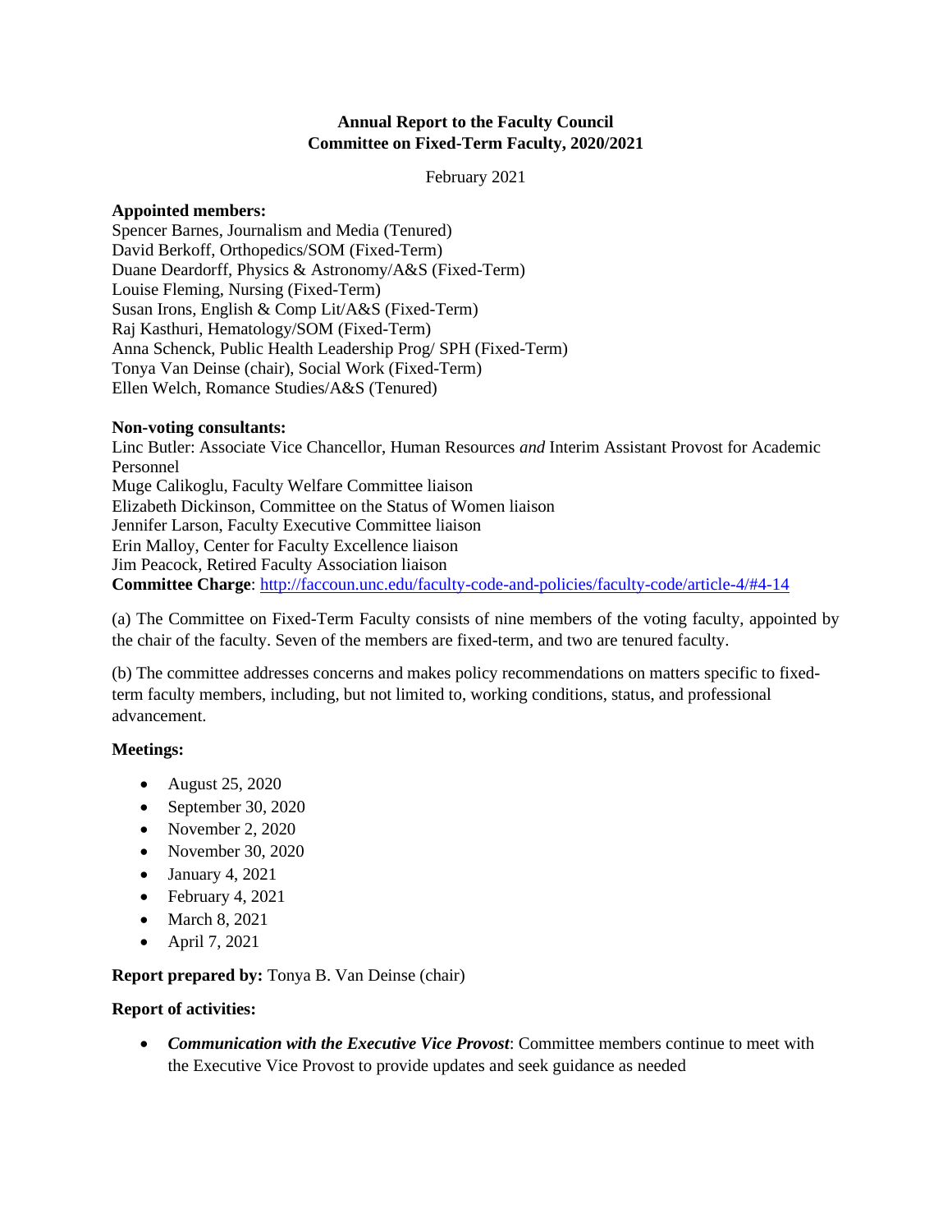**Annual Report to the Faculty Council**
**Committee on Fixed-Term Faculty, 2020/2021**

February 2021

**Appointed members:**
Spencer Barnes, Journalism and Media (Tenured)
David Berkoff, Orthopedics/SOM (Fixed-Term)
Duane Deardorff, Physics & Astronomy/A&S (Fixed-Term)
Louise Fleming, Nursing (Fixed-Term)
Susan Irons, English & Comp Lit/A&S (Fixed-Term)
Raj Kasthuri, Hematology/SOM (Fixed-Term)
Anna Schenck, Public Health Leadership Prog/ SPH (Fixed-Term)
Tonya Van Deinse (chair), Social Work (Fixed-Term)
Ellen Welch, Romance Studies/A&S (Tenured)

**Non-voting consultants:**
Linc Butler: Associate Vice Chancellor, Human Resources *and* Interim Assistant Provost for Academic Personnel
Muge Calikoglu, Faculty Welfare Committee liaison
Elizabeth Dickinson, Committee on the Status of Women liaison
Jennifer Larson, Faculty Executive Committee liaison
Erin Malloy, Center for Faculty Excellence liaison
Jim Peacock, Retired Faculty Association liaison
**Committee Charge**: http://faccoun.unc.edu/faculty-code-and-policies/faculty-code/article-4/#4-14

(a) The Committee on Fixed-Term Faculty consists of nine members of the voting faculty, appointed by the chair of the faculty. Seven of the members are fixed-term, and two are tenured faculty.

(b) The committee addresses concerns and makes policy recommendations on matters specific to fixed-term faculty members, including, but not limited to, working conditions, status, and professional advancement.

**Meetings:**

- August 25, 2020
- September 30, 2020
- November 2, 2020
- November 30, 2020
- January 4, 2021
- February 4, 2021
- March 8, 2021
- April 7, 2021

**Report prepared by:** Tonya B. Van Deinse (chair)

**Report of activities:**

- ***Communication with the Executive Vice Provost***: Committee members continue to meet with the Executive Vice Provost to provide updates and seek guidance as needed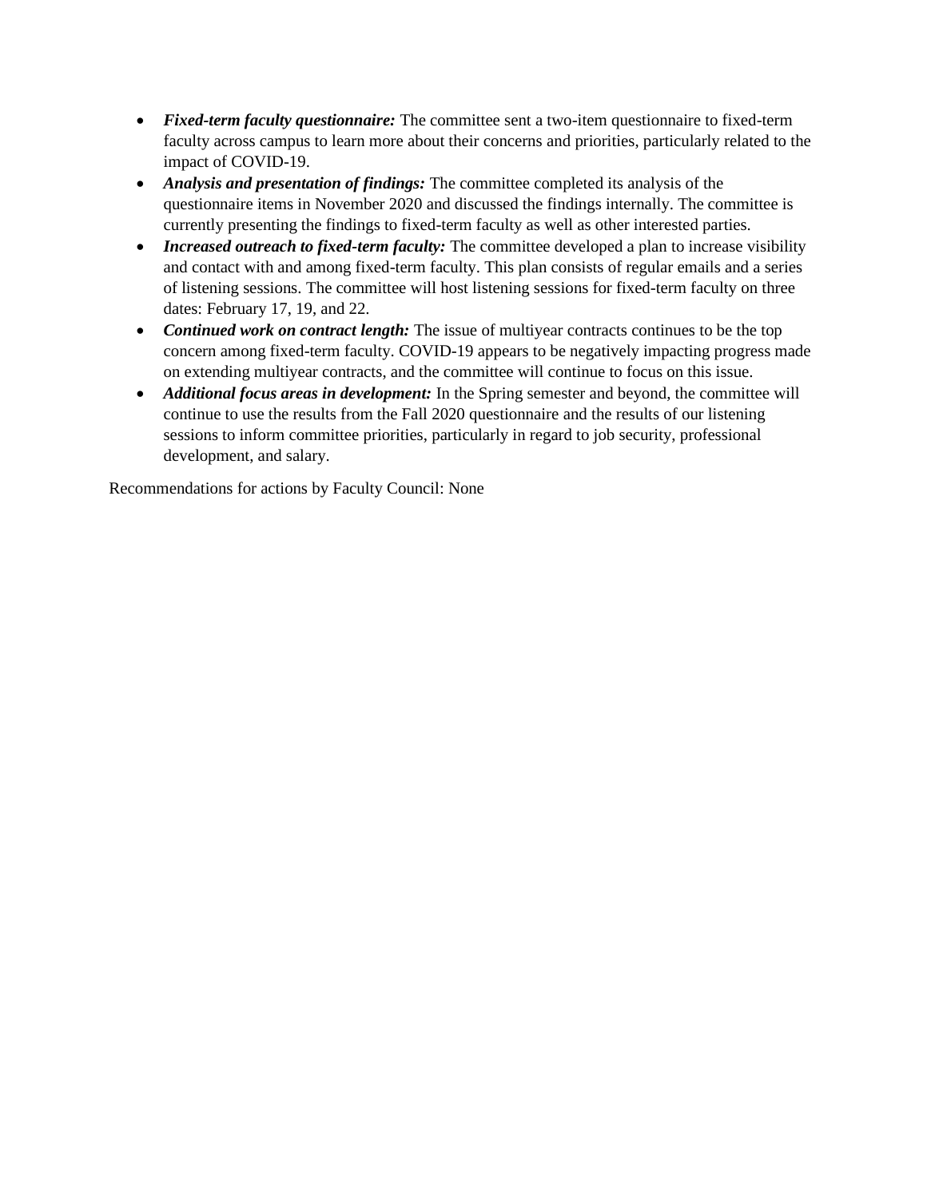- ***Fixed-term faculty questionnaire:*** The committee sent a two-item questionnaire to fixed-term faculty across campus to learn more about their concerns and priorities, particularly related to the impact of COVID-19.
- ***Analysis and presentation of findings:*** The committee completed its analysis of the questionnaire items in November 2020 and discussed the findings internally. The committee is currently presenting the findings to fixed-term faculty as well as other interested parties.
- ***Increased outreach to fixed-term faculty:*** The committee developed a plan to increase visibility and contact with and among fixed-term faculty. This plan consists of regular emails and a series of listening sessions. The committee will host listening sessions for fixed-term faculty on three dates: February 17, 19, and 22.
- ***Continued work on contract length:*** The issue of multiyear contracts continues to be the top concern among fixed-term faculty. COVID-19 appears to be negatively impacting progress made on extending multiyear contracts, and the committee will continue to focus on this issue.
- ***Additional focus areas in development:*** In the Spring semester and beyond, the committee will continue to use the results from the Fall 2020 questionnaire and the results of our listening sessions to inform committee priorities, particularly in regard to job security, professional development, and salary.

Recommendations for actions by Faculty Council: None